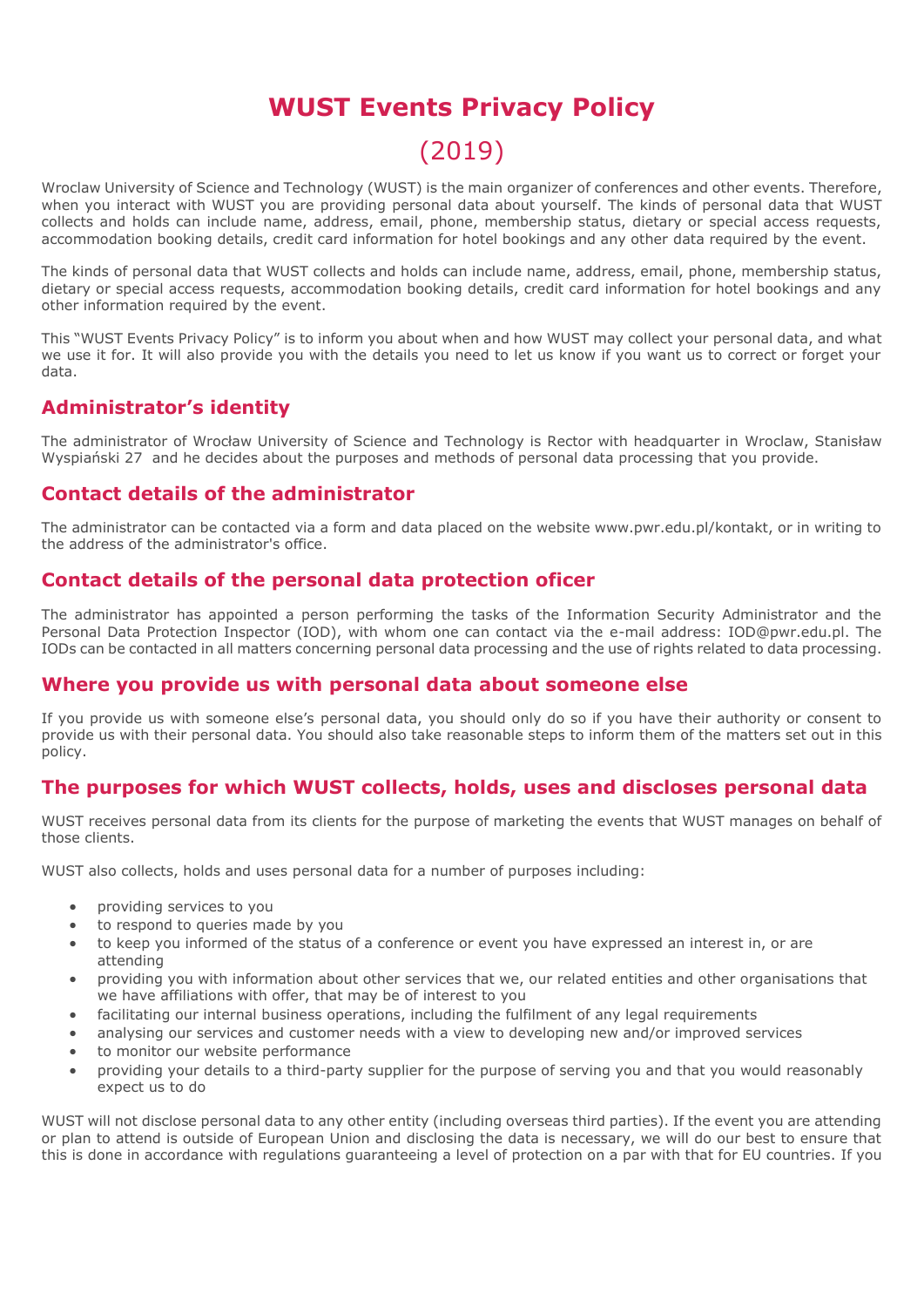# WUST Events Privacy Policy

(2019)

Wroclaw University of Science and Technology (WUST) is the main organizer of conferences and other events. Therefore, when you interact with WUST you are providing personal data about yourself. The kinds of personal data that WUST collects and holds can include name, address, email, phone, membership status, dietary or special access requests, accommodation booking details, credit card information for hotel bookings and any other data required by the event.

The kinds of personal data that WUST collects and holds can include name, address, email, phone, membership status, dietary or special access requests, accommodation booking details, credit card information for hotel bookings and any other information required by the event.

This "WUST Events Privacy Policy" is to inform you about when and how WUST may collect your personal data, and what we use it for. It will also provide you with the details you need to let us know if you want us to correct or forget your data.

## Administrator's identity

The administrator of Wrocław University of Science and Technology is Rector with headquarter in Wroclaw, Stanisław Wyspiański 27 and he decides about the purposes and methods of personal data processing that you provide.

## Contact details of the administrator

The administrator can be contacted via a form and data placed on the website www.pwr.edu.pl/kontakt, or in writing to the address of the administrator's office.

## Contact details of the personal data protection oficer

The administrator has appointed a person performing the tasks of the Information Security Administrator and the Personal Data Protection Inspector (IOD), with whom one can contact via the e-mail address: IOD@pwr.edu.pl. The IODs can be contacted in all matters concerning personal data processing and the use of rights related to data processing.

## Where you provide us with personal data about someone else

If you provide us with someone else's personal data, you should only do so if you have their authority or consent to provide us with their personal data. You should also take reasonable steps to inform them of the matters set out in this policy.

## The purposes for which WUST collects, holds, uses and discloses personal data

WUST receives personal data from its clients for the purpose of marketing the events that WUST manages on behalf of those clients.

WUST also collects, holds and uses personal data for a number of purposes including:

- providing services to you
- to respond to queries made by you
- to keep you informed of the status of a conference or event you have expressed an interest in, or are attending
- providing you with information about other services that we, our related entities and other organisations that we have affiliations with offer, that may be of interest to you
- facilitating our internal business operations, including the fulfilment of any legal requirements
- analysing our services and customer needs with a view to developing new and/or improved services
- to monitor our website performance
- providing your details to a third-party supplier for the purpose of serving you and that you would reasonably expect us to do

WUST will not disclose personal data to any other entity (including overseas third parties). If the event you are attending or plan to attend is outside of European Union and disclosing the data is necessary, we will do our best to ensure that this is done in accordance with regulations guaranteeing a level of protection on a par with that for EU countries. If you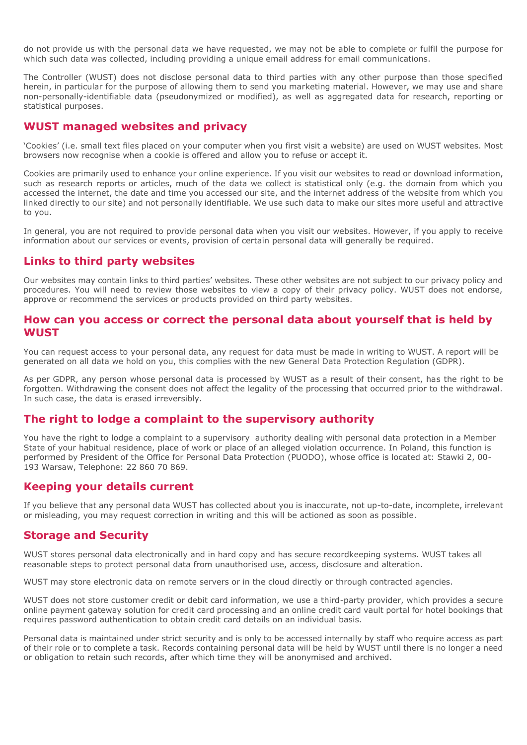do not provide us with the personal data we have requested, we may not be able to complete or fulfil the purpose for which such data was collected, including providing a unique email address for email communications.

The Controller (WUST) does not disclose personal data to third parties with any other purpose than those specified herein, in particular for the purpose of allowing them to send you marketing material. However, we may use and share non-personally-identifiable data (pseudonymized or modified), as well as aggregated data for research, reporting or statistical purposes.

## WUST managed websites and privacy

'Cookies' (i.e. small text files placed on your computer when you first visit a website) are used on WUST websites. Most browsers now recognise when a cookie is offered and allow you to refuse or accept it.

Cookies are primarily used to enhance your online experience. If you visit our websites to read or download information, such as research reports or articles, much of the data we collect is statistical only (e.g. the domain from which you accessed the internet, the date and time you accessed our site, and the internet address of the website from which you linked directly to our site) and not personally identifiable. We use such data to make our sites more useful and attractive to you.

In general, you are not required to provide personal data when you visit our websites. However, if you apply to receive information about our services or events, provision of certain personal data will generally be required.

## Links to third party websites

Our websites may contain links to third parties' websites. These other websites are not subject to our privacy policy and procedures. You will need to review those websites to view a copy of their privacy policy. WUST does not endorse, approve or recommend the services or products provided on third party websites.

## How can you access or correct the personal data about yourself that is held by WUST

You can request access to your personal data, any request for data must be made in writing to WUST. A report will be generated on all data we hold on you, this complies with the new General Data Protection Regulation (GDPR).

As per GDPR, any person whose personal data is processed by WUST as a result of their consent, has the right to be forgotten. Withdrawing the consent does not affect the legality of the processing that occurred prior to the withdrawal. In such case, the data is erased irreversibly.

## The right to lodge a complaint to the supervisory authority

You have the right to lodge a complaint to a supervisory authority dealing with personal data protection in a Member State of your habitual residence, place of work or place of an alleged violation occurrence. In Poland, this function is performed by President of the Office for Personal Data Protection (PUODO), whose office is located at: Stawki 2, 00-193 Warsaw, Telephone: 22 860 70 869.

## Keeping your details current

If you believe that any personal data WUST has collected about you is inaccurate, not up-to-date, incomplete, irrelevant or misleading, you may request correction in writing and this will be actioned as soon as possible.

## Storage and Security

WUST stores personal data electronically and in hard copy and has secure recordkeeping systems. WUST takes all reasonable steps to protect personal data from unauthorised use, access, disclosure and alteration.

WUST may store electronic data on remote servers or in the cloud directly or through contracted agencies.

WUST does not store customer credit or debit card information, we use a third-party provider, which provides a secure online payment gateway solution for credit card processing and an online credit card vault portal for hotel bookings that requires password authentication to obtain credit card details on an individual basis.

Personal data is maintained under strict security and is only to be accessed internally by staff who require access as part of their role or to complete a task. Records containing personal data will be held by WUST until there is no longer a need or obligation to retain such records, after which time they will be anonymised and archived.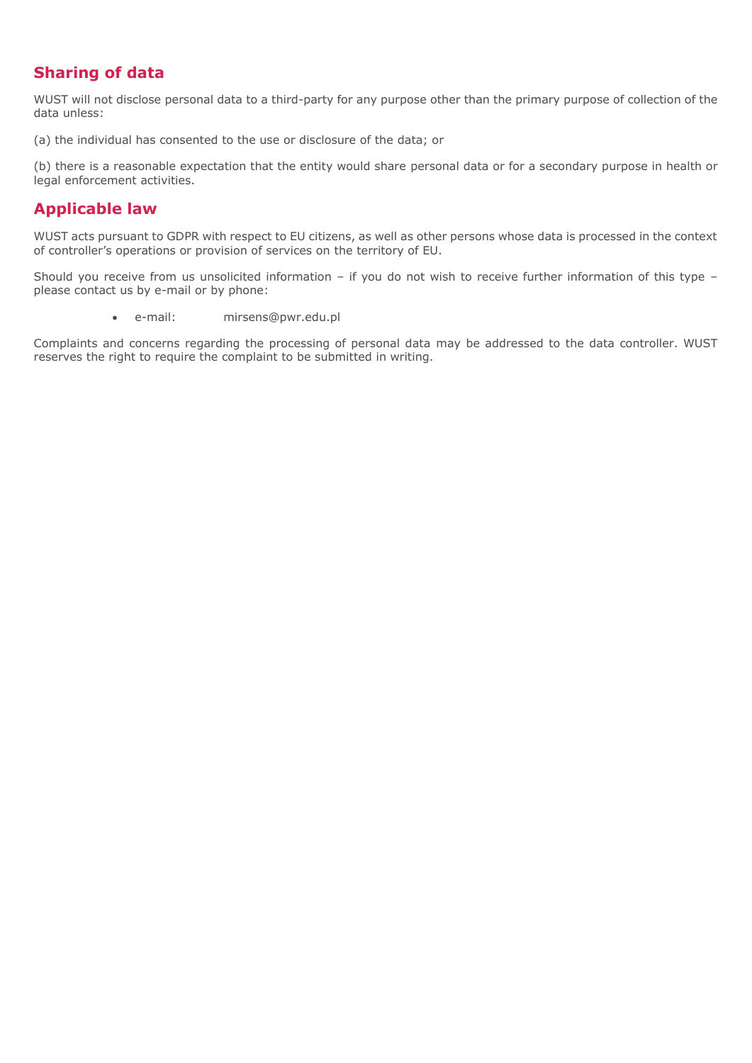## Sharing of data

WUST will not disclose personal data to a third-party for any purpose other than the primary purpose of collection of the data unless:

(a) the individual has consented to the use or disclosure of the data; or

(b) there is a reasonable expectation that the entity would share personal data or for a secondary purpose in health or legal enforcement activities.

## Applicable law

WUST acts pursuant to GDPR with respect to EU citizens, as well as other persons whose data is processed in the context of controller's operations or provision of services on the territory of EU.

Should you receive from us unsolicited information – if you do not wish to receive further information of this type – please contact us by e-mail or by phone:

- e-mail: mirsens@pwr.edu.pl

Complaints and concerns regarding the processing of personal data may be addressed to the data controller. WUST reserves the right to require the complaint to be submitted in writing.